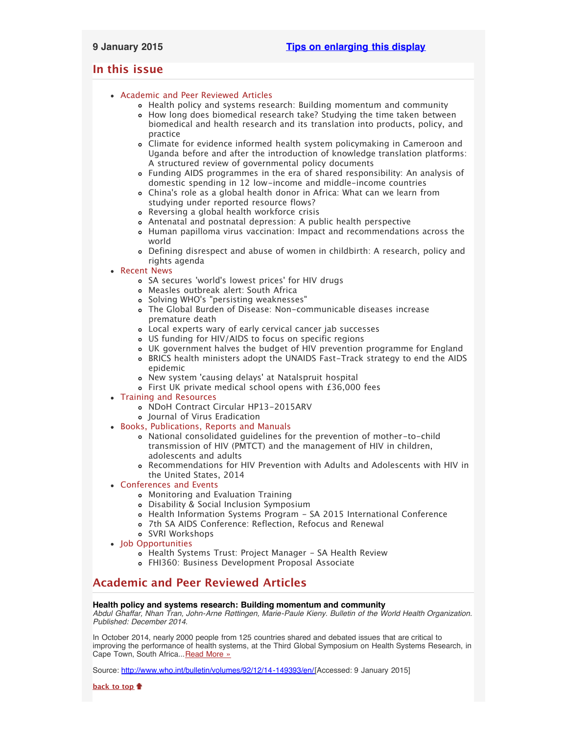**9 January 2015** [Tips on enlarging this display]

## In this issue

- Academic and Peer Reviewed Articles
  - Health policy and systems research: Building momentum and community
  - How long does biomedical research take? Studying the time taken between biomedical and health research and its translation into products, policy, and practice
  - Climate for evidence informed health system policymaking in Cameroon and Uganda before and after the introduction of knowledge translation platforms: A structured review of governmental policy documents
  - Funding AIDS programmes in the era of shared responsibility: An analysis of domestic spending in 12 low-income and middle-income countries
  - China's role as a global health donor in Africa: What can we learn from studying under reported resource flows?
  - Reversing a global health workforce crisis
  - Antenatal and postnatal depression: A public health perspective
  - Human papilloma virus vaccination: Impact and recommendations across the world
  - Defining disrespect and abuse of women in childbirth: A research, policy and rights agenda
- Recent News
  - SA secures 'world's lowest prices' for HIV drugs
  - Measles outbreak alert: South Africa
  - Solving WHO's "persisting weaknesses"
  - The Global Burden of Disease: Non-communicable diseases increase premature death
  - Local experts wary of early cervical cancer jab successes
  - US funding for HIV/AIDS to focus on specific regions
  - UK government halves the budget of HIV prevention programme for England
  - BRICS health ministers adopt the UNAIDS Fast-Track strategy to end the AIDS epidemic
  - New system 'causing delays' at Natalspruit hospital
  - First UK private medical school opens with £36,000 fees
- Training and Resources
  - NDoH Contract Circular HP13-2015ARV
  - Journal of Virus Eradication
- Books, Publications, Reports and Manuals
  - National consolidated guidelines for the prevention of mother-to-child transmission of HIV (PMTCT) and the management of HIV in children, adolescents and adults
  - Recommendations for HIV Prevention with Adults and Adolescents with HIV in the United States, 2014
- Conferences and Events
  - Monitoring and Evaluation Training
  - Disability & Social Inclusion Symposium
  - Health Information Systems Program - SA 2015 International Conference
  - 7th SA AIDS Conference: Reflection, Refocus and Renewal
  - SVRI Workshops
- Job Opportunities
  - Health Systems Trust: Project Manager - SA Health Review
  - FHI360: Business Development Proposal Associate

## Academic and Peer Reviewed Articles

**Health policy and systems research: Building momentum and community**
*Abdul Ghaffar, Nhan Tran, John-Arne Røttingen, Marie-Paule Kieny. Bulletin of the World Health Organization. Published: December 2014.*

In October 2014, nearly 2000 people from 125 countries shared and debated issues that are critical to improving the performance of health systems, at the Third Global Symposium on Health Systems Research, in Cape Town, South Africa...Read More »

Source: http://www.who.int/bulletin/volumes/92/12/14-149393/en/[Accessed: 9 January 2015]

back to top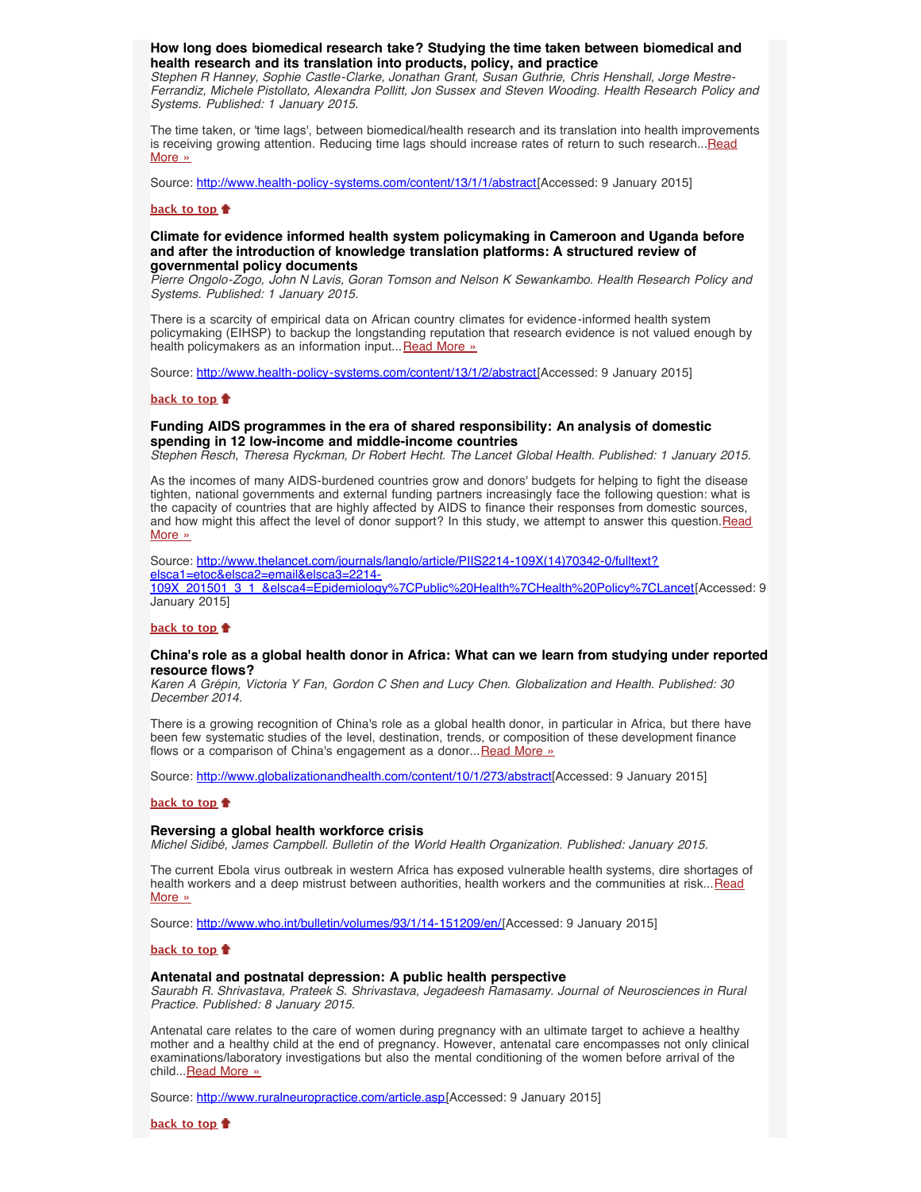### How long does biomedical research take? Studying the time taken between biomedical and health research and its translation into products, policy, and practice

*Stephen R Hanney, Sophie Castle-Clarke, Jonathan Grant, Susan Guthrie, Chris Henshall, Jorge Mestre-Ferrandiz, Michele Pistollato, Alexandra Pollitt, Jon Sussex and Steven Wooding. Health Research Policy and Systems. Published: 1 January 2015.*

The time taken, or 'time lags', between biomedical/health research and its translation into health improvements is receiving growing attention. Reducing time lags should increase rates of return to such research...[Read More »](http://www.health-policy-systems.com/content/13/1/1/abstract)

Source: [http://www.health-policy-systems.com/content/13/1/1/abstract](http://www.health-policy-systems.com/content/13/1/1/abstract)[Accessed: 9 January 2015]

**back to top**

### Climate for evidence informed health system policymaking in Cameroon and Uganda before and after the introduction of knowledge translation platforms: A structured review of governmental policy documents

*Pierre Ongolo-Zogo, John N Lavis, Goran Tomson and Nelson K Sewankambo. Health Research Policy and Systems. Published: 1 January 2015.*

There is a scarcity of empirical data on African country climates for evidence-informed health system policymaking (EIHSP) to backup the longstanding reputation that research evidence is not valued enough by health policymakers as an information input...[Read More »](http://www.health-policy-systems.com/content/13/1/2/abstract)

Source: [http://www.health-policy-systems.com/content/13/1/2/abstract](http://www.health-policy-systems.com/content/13/1/2/abstract)[Accessed: 9 January 2015]

**back to top**

### Funding AIDS programmes in the era of shared responsibility: An analysis of domestic spending in 12 low-income and middle-income countries

*Stephen Resch, Theresa Ryckman, Dr Robert Hecht. The Lancet Global Health. Published: 1 January 2015.*

As the incomes of many AIDS-burdened countries grow and donors' budgets for helping to fight the disease tighten, national governments and external funding partners increasingly face the following question: what is the capacity of countries that are highly affected by AIDS to finance their responses from domestic sources, and how might this affect the level of donor support? In this study, we attempt to answer this question.Read More »

Source: http://www.thelancet.com/journals/langlo/article/PIIS2214-109X(14)70342-0/fulltext?elsca1=etoc&elsca2=email&elsca3=2214-109X_201501_3_1_&elsca4=Epidemiology%7CPublic%20Health%7CHealth%20Policy%7CLancet[Accessed: 9 January 2015]

**back to top**

### China's role as a global health donor in Africa: What can we learn from studying under reported resource flows?

*Karen A Grépin, Victoria Y Fan, Gordon C Shen and Lucy Chen. Globalization and Health. Published: 30 December 2014.*

There is a growing recognition of China's role as a global health donor, in particular in Africa, but there have been few systematic studies of the level, destination, trends, or composition of these development finance flows or a comparison of China's engagement as a donor...[Read More »](http://www.globalizationandhealth.com/content/10/1/273/abstract)

Source: [http://www.globalizationandhealth.com/content/10/1/273/abstract](http://www.globalizationandhealth.com/content/10/1/273/abstract)[Accessed: 9 January 2015]

**back to top**

### Reversing a global health workforce crisis

*Michel Sidibé, James Campbell. Bulletin of the World Health Organization. Published: January 2015.*

The current Ebola virus outbreak in western Africa has exposed vulnerable health systems, dire shortages of health workers and a deep mistrust between authorities, health workers and the communities at risk...[Read More »](http://www.who.int/bulletin/volumes/93/1/14-151209/en/)

Source: [http://www.who.int/bulletin/volumes/93/1/14-151209/en/](http://www.who.int/bulletin/volumes/93/1/14-151209/en/)[Accessed: 9 January 2015]

**back to top**

### Antenatal and postnatal depression: A public health perspective

*Saurabh R. Shrivastava, Prateek S. Shrivastava, Jegadeesh Ramasamy. Journal of Neurosciences in Rural Practice. Published: 8 January 2015.*

Antenatal care relates to the care of women during pregnancy with an ultimate target to achieve a healthy mother and a healthy child at the end of pregnancy. However, antenatal care encompasses not only clinical examinations/laboratory investigations but also the mental conditioning of the women before arrival of the child...[Read More »](http://www.ruralneuropractice.com/article.asp)

Source: [http://www.ruralneuropractice.com/article.asp](http://www.ruralneuropractice.com/article.asp)[Accessed: 9 January 2015]

**back to top**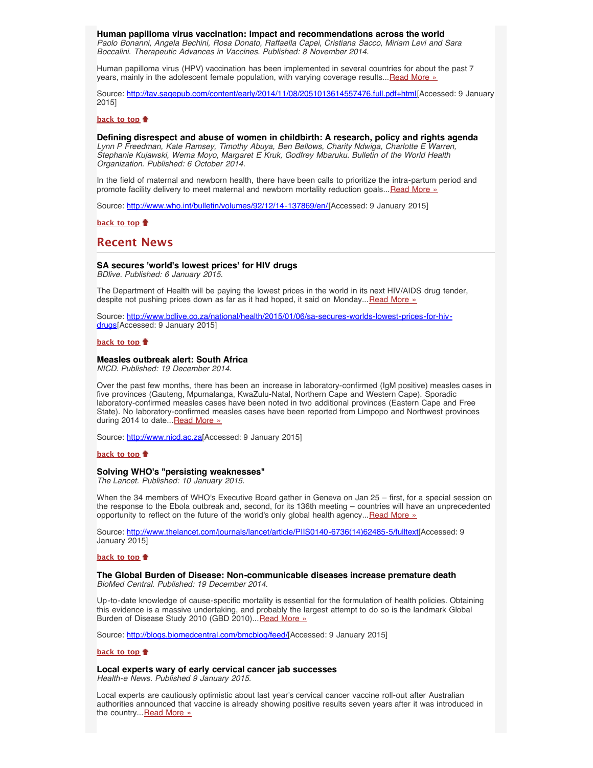**Human papilloma virus vaccination: Impact and recommendations across the world**
*Paolo Bonanni, Angela Bechini, Rosa Donato, Raffaella Capei, Cristiana Sacco, Miriam Levi and Sara Boccalini. Therapeutic Advances in Vaccines. Published: 8 November 2014.*

Human papilloma virus (HPV) vaccination has been implemented in several countries for about the past 7 years, mainly in the adolescent female population, with varying coverage results...[Read More »](http://tav.sagepub.com/content/early/2014/11/08/2051013614557476.full.pdf+html)

Source: http://tav.sagepub.com/content/early/2014/11/08/2051013614557476.full.pdf+html[Accessed: 9 January 2015]

**back to top**

**Defining disrespect and abuse of women in childbirth: A research, policy and rights agenda**
*Lynn P Freedman, Kate Ramsey, Timothy Abuya, Ben Bellows, Charity Ndwiga, Charlotte E Warren, Stephanie Kujawski, Wema Moyo, Margaret E Kruk, Godfrey Mbaruku. Bulletin of the World Health Organization. Published: 6 October 2014.*

In the field of maternal and newborn health, there have been calls to prioritize the intra-partum period and promote facility delivery to meet maternal and newborn mortality reduction goals...[Read More »](http://www.who.int/bulletin/volumes/92/12/14-137869/en/)

Source: http://www.who.int/bulletin/volumes/92/12/14-137869/en/[Accessed: 9 January 2015]

**back to top**

## Recent News

**SA secures 'world's lowest prices' for HIV drugs**
*BDlive. Published: 6 January 2015.*

The Department of Health will be paying the lowest prices in the world in its next HIV/AIDS drug tender, despite not pushing prices down as far as it had hoped, it said on Monday...[Read More »](http://www.bdlive.co.za/national/health/2015/01/06/sa-secures-worlds-lowest-prices-for-hiv-drugs)

Source: http://www.bdlive.co.za/national/health/2015/01/06/sa-secures-worlds-lowest-prices-for-hiv-drugs[Accessed: 9 January 2015]

**back to top**

**Measles outbreak alert: South Africa**
*NICD. Published: 19 December 2014.*

Over the past few months, there has been an increase in laboratory-confirmed (IgM positive) measles cases in five provinces (Gauteng, Mpumalanga, KwaZulu-Natal, Northern Cape and Western Cape). Sporadic laboratory-confirmed measles cases have been noted in two additional provinces (Eastern Cape and Free State). No laboratory-confirmed measles cases have been reported from Limpopo and Northwest provinces during 2014 to date...[Read More »](http://www.nicd.ac.za)

Source: http://www.nicd.ac.za[Accessed: 9 January 2015]

**back to top**

**Solving WHO's "persisting weaknesses"**
*The Lancet. Published: 10 January 2015.*

When the 34 members of WHO's Executive Board gather in Geneva on Jan 25 – first, for a special session on the response to the Ebola outbreak and, second, for its 136th meeting – countries will have an unprecedented opportunity to reflect on the future of the world's only global health agency...[Read More »](http://www.thelancet.com/journals/lancet/article/PIIS0140-6736(14)62485-5/fulltext)

Source: http://www.thelancet.com/journals/lancet/article/PIIS0140-6736(14)62485-5/fulltext[Accessed: 9 January 2015]

**back to top**

**The Global Burden of Disease: Non-communicable diseases increase premature death**
*BioMed Central. Published: 19 December 2014.*

Up-to-date knowledge of cause-specific mortality is essential for the formulation of health policies. Obtaining this evidence is a massive undertaking, and probably the largest attempt to do so is the landmark Global Burden of Disease Study 2010 (GBD 2010)...[Read More »](http://blogs.biomedcentral.com/bmcblog/feed/)

Source: http://blogs.biomedcentral.com/bmcblog/feed/[Accessed: 9 January 2015]

**back to top**

**Local experts wary of early cervical cancer jab successes**
*Health-e News. Published 9 January 2015.*

Local experts are cautiously optimistic about last year's cervical cancer vaccine roll-out after Australian authorities announced that vaccine is already showing positive results seven years after it was introduced in the country...Read More »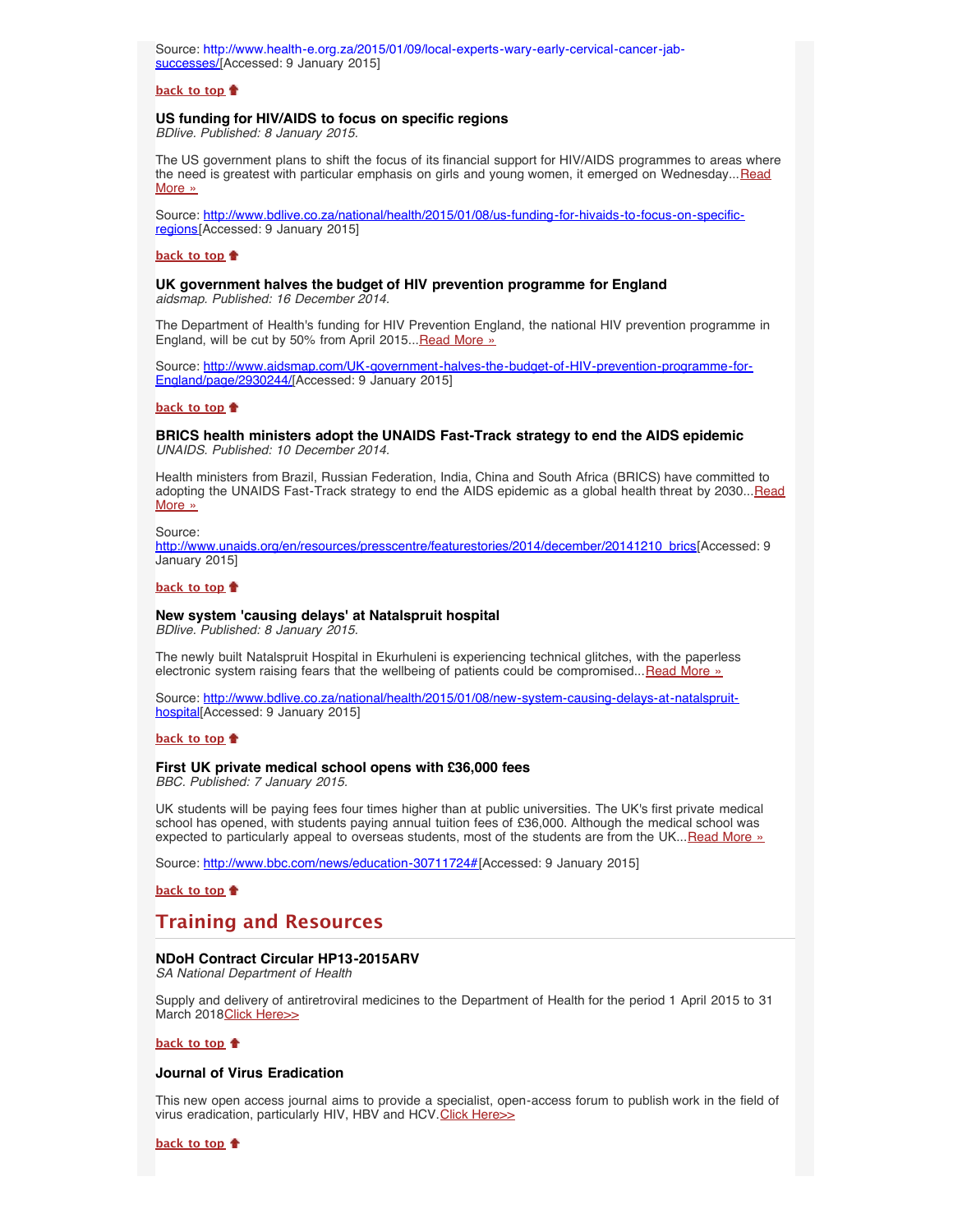Source: http://www.health-e.org.za/2015/01/09/local-experts-wary-early-cervical-cancer-jab-successes/[Accessed: 9 January 2015]

**back to top**

### US funding for HIV/AIDS to focus on specific regions

*BDlive. Published: 8 January 2015.*

The US government plans to shift the focus of its financial support for HIV/AIDS programmes to areas where the need is greatest with particular emphasis on girls and young women, it emerged on Wednesday...Read More »

Source: http://www.bdlive.co.za/national/health/2015/01/08/us-funding-for-hivaids-to-focus-on-specific-regions[Accessed: 9 January 2015]

**back to top**

### UK government halves the budget of HIV prevention programme for England

*aidsmap. Published: 16 December 2014.*

The Department of Health's funding for HIV Prevention England, the national HIV prevention programme in England, will be cut by 50% from April 2015...Read More »

Source: http://www.aidsmap.com/UK-government-halves-the-budget-of-HIV-prevention-programme-for-England/page/2930244/[Accessed: 9 January 2015]

**back to top**

### BRICS health ministers adopt the UNAIDS Fast-Track strategy to end the AIDS epidemic

*UNAIDS. Published: 10 December 2014.*

Health ministers from Brazil, Russian Federation, India, China and South Africa (BRICS) have committed to adopting the UNAIDS Fast-Track strategy to end the AIDS epidemic as a global health threat by 2030...Read More »

Source: http://www.unaids.org/en/resources/presscentre/featurestories/2014/december/20141210_brics[Accessed: 9 January 2015]

**back to top**

### New system 'causing delays' at Natalspruit hospital

*BDlive. Published: 8 January 2015.*

The newly built Natalspruit Hospital in Ekurhuleni is experiencing technical glitches, with the paperless electronic system raising fears that the wellbeing of patients could be compromised...Read More »

Source: http://www.bdlive.co.za/national/health/2015/01/08/new-system-causing-delays-at-natalspruit-hospital[Accessed: 9 January 2015]

**back to top**

### First UK private medical school opens with £36,000 fees

*BBC. Published: 7 January 2015.*

UK students will be paying fees four times higher than at public universities. The UK's first private medical school has opened, with students paying annual tuition fees of £36,000. Although the medical school was expected to particularly appeal to overseas students, most of the students are from the UK...Read More »

Source: http://www.bbc.com/news/education-30711724#[Accessed: 9 January 2015]

**back to top**

## Training and Resources

### NDoH Contract Circular HP13-2015ARV

*SA National Department of Health*

Supply and delivery of antiretroviral medicines to the Department of Health for the period 1 April 2015 to 31 March 2018Click Here>>

**back to top**

### Journal of Virus Eradication

This new open access journal aims to provide a specialist, open-access forum to publish work in the field of virus eradication, particularly HIV, HBV and HCV.Click Here>>

**back to top**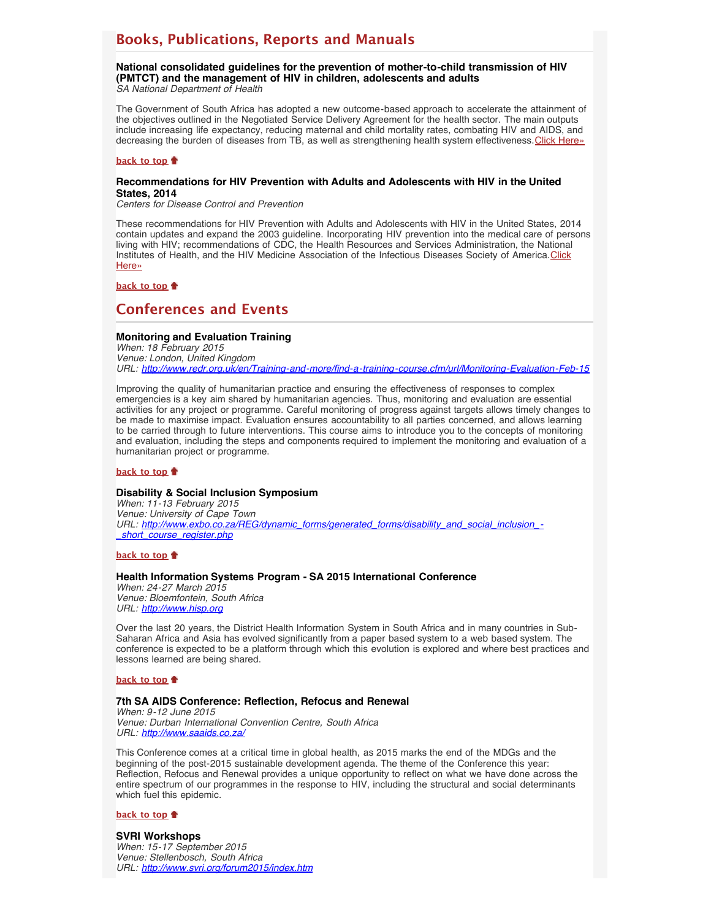## Books, Publications, Reports and Manuals

**National consolidated guidelines for the prevention of mother-to-child transmission of HIV (PMTCT) and the management of HIV in children, adolescents and adults**
*SA National Department of Health*

The Government of South Africa has adopted a new outcome-based approach to accelerate the attainment of the objectives outlined in the Negotiated Service Delivery Agreement for the health sector. The main outputs include increasing life expectancy, reducing maternal and child mortality rates, combating HIV and AIDS, and decreasing the burden of diseases from TB, as well as strengthening health system effectiveness.Click Here»

back to top

**Recommendations for HIV Prevention with Adults and Adolescents with HIV in the United States, 2014**
*Centers for Disease Control and Prevention*

These recommendations for HIV Prevention with Adults and Adolescents with HIV in the United States, 2014 contain updates and expand the 2003 guideline. Incorporating HIV prevention into the medical care of persons living with HIV; recommendations of CDC, the Health Resources and Services Administration, the National Institutes of Health, and the HIV Medicine Association of the Infectious Diseases Society of America.Click Here»

back to top

## Conferences and Events

**Monitoring and Evaluation Training**
*When: 18 February 2015*
*Venue: London, United Kingdom*
*URL: http://www.redr.org.uk/en/Training-and-more/find-a-training-course.cfm/url/Monitoring-Evaluation-Feb-15*

Improving the quality of humanitarian practice and ensuring the effectiveness of responses to complex emergencies is a key aim shared by humanitarian agencies. Thus, monitoring and evaluation are essential activities for any project or programme. Careful monitoring of progress against targets allows timely changes to be made to maximise impact. Evaluation ensures accountability to all parties concerned, and allows learning to be carried through to future interventions. This course aims to introduce you to the concepts of monitoring and evaluation, including the steps and components required to implement the monitoring and evaluation of a humanitarian project or programme.

back to top

**Disability & Social Inclusion Symposium**
*When: 11-13 February 2015*
*Venue: University of Cape Town*
*URL: http://www.exbo.co.za/REG/dynamic_forms/generated_forms/disability_and_social_inclusion_-_short_course_register.php*

back to top

**Health Information Systems Program - SA 2015 International Conference**
*When: 24-27 March 2015*
*Venue: Bloemfontein, South Africa*
*URL: http://www.hisp.org*

Over the last 20 years, the District Health Information System in South Africa and in many countries in Sub-Saharan Africa and Asia has evolved significantly from a paper based system to a web based system. The conference is expected to be a platform through which this evolution is explored and where best practices and lessons learned are being shared.

back to top

**7th SA AIDS Conference: Reflection, Refocus and Renewal**
*When: 9-12 June 2015*
*Venue: Durban International Convention Centre, South Africa*
*URL: http://www.saaids.co.za/*

This Conference comes at a critical time in global health, as 2015 marks the end of the MDGs and the beginning of the post-2015 sustainable development agenda. The theme of the Conference this year: Reflection, Refocus and Renewal provides a unique opportunity to reflect on what we have done across the entire spectrum of our programmes in the response to HIV, including the structural and social determinants which fuel this epidemic.

back to top

**SVRI Workshops**
*When: 15-17 September 2015*
*Venue: Stellenbosch, South Africa*
*URL: http://www.svri.org/forum2015/index.htm*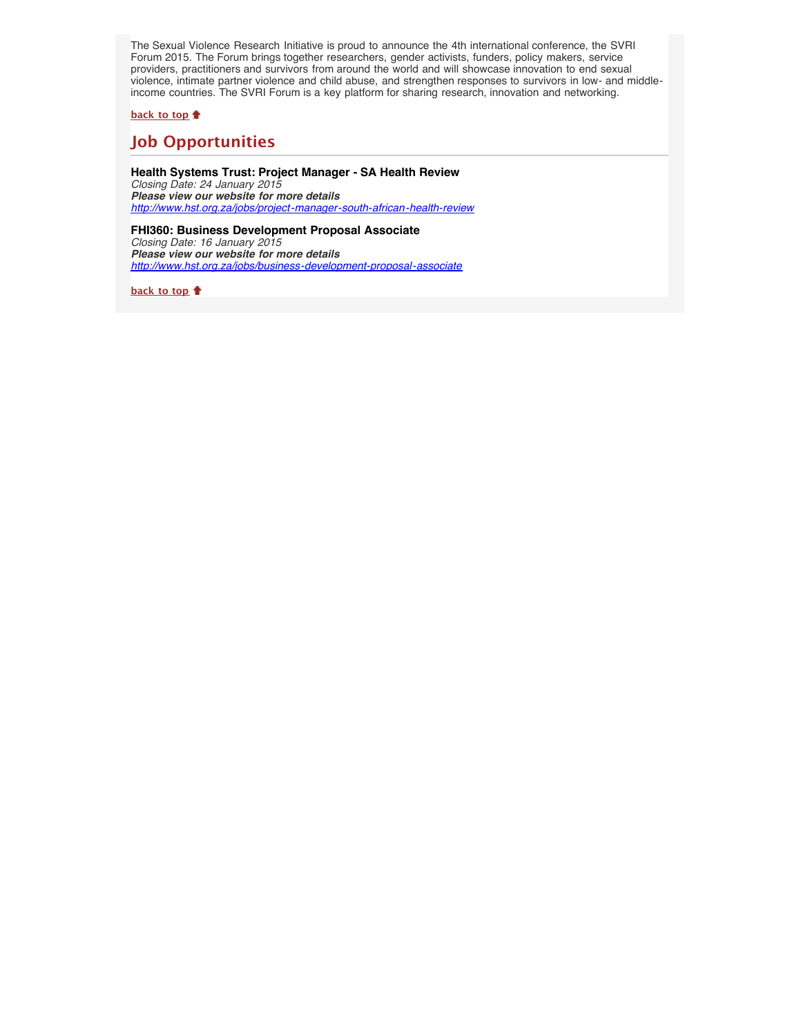The Sexual Violence Research Initiative is proud to announce the 4th international conference, the SVRI Forum 2015. The Forum brings together researchers, gender activists, funders, policy makers, service providers, practitioners and survivors from around the world and will showcase innovation to end sexual violence, intimate partner violence and child abuse, and strengthen responses to survivors in low- and middle-income countries. The SVRI Forum is a key platform for sharing research, innovation and networking.

**back to top**

## Job Opportunities

**Health Systems Trust: Project Manager - SA Health Review**
*Closing Date: 24 January 2015*
***Please view our website for more details***
*http://www.hst.org.za/jobs/project-manager-south-african-health-review*

**FHI360: Business Development Proposal Associate**
*Closing Date: 16 January 2015*
***Please view our website for more details***
*http://www.hst.org.za/jobs/business-development-proposal-associate*

**back to top**